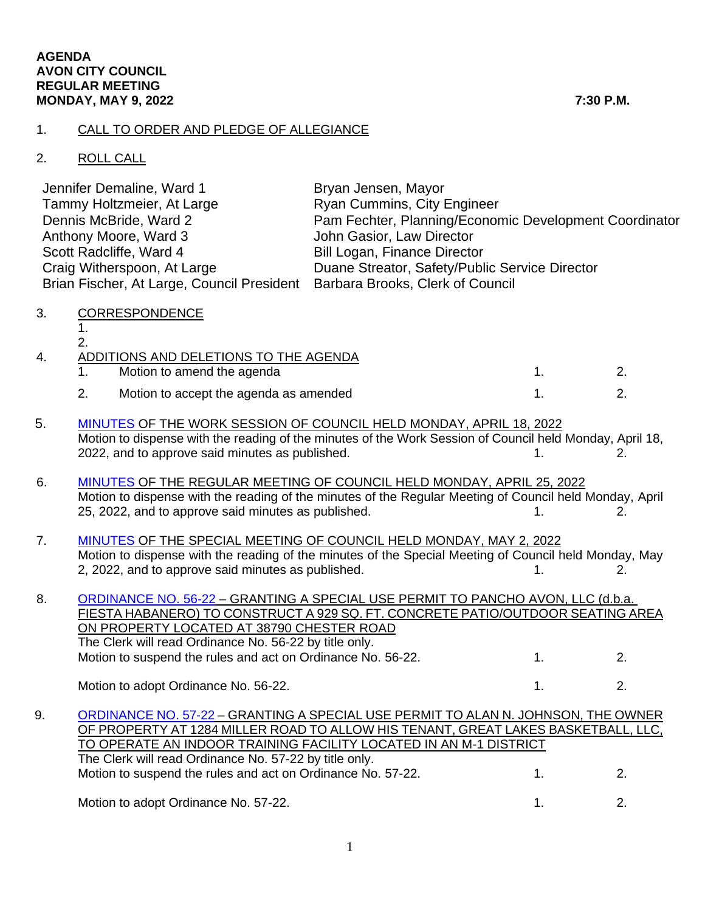**AGENDA**
**AVON CITY COUNCIL**
**REGULAR MEETING**
**MONDAY, MAY 9, 2022** **7:30 P.M.**

1. CALL TO ORDER AND PLEDGE OF ALLEGIANCE

2. ROLL CALL

| | |
|---|---|
| Jennifer Demaline, Ward 1 | Bryan Jensen, Mayor |
| Tammy Holtzmeier, At Large | Ryan Cummins, City Engineer |
| Dennis McBride, Ward 2 | Pam Fechter, Planning/Economic Development Coordinator |
| Anthony Moore, Ward 3 | John Gasior, Law Director |
| Scott Radcliffe, Ward 4 | Bill Logan, Finance Director |
| Craig Witherspoon, At Large | Duane Streator, Safety/Public Service Director |
| Brian Fischer, At Large, Council President | Barbara Brooks, Clerk of Council |

3. CORRESPONDENCE
   1.
   2.

4. ADDITIONS AND DELETIONS TO THE AGENDA
   1. Motion to amend the agenda 1. 2.
   2. Motion to accept the agenda as amended 1. 2.

5. MINUTES OF THE WORK SESSION OF COUNCIL HELD MONDAY, APRIL 18, 2022
   Motion to dispense with the reading of the minutes of the Work Session of Council held Monday, April 18, 2022, and to approve said minutes as published. 1. 2.

6. MINUTES OF THE REGULAR MEETING OF COUNCIL HELD MONDAY, APRIL 25, 2022
   Motion to dispense with the reading of the minutes of the Regular Meeting of Council held Monday, April 25, 2022, and to approve said minutes as published. 1. 2.

7. MINUTES OF THE SPECIAL MEETING OF COUNCIL HELD MONDAY, MAY 2, 2022
   Motion to dispense with the reading of the minutes of the Special Meeting of Council held Monday, May 2, 2022, and to approve said minutes as published. 1. 2.

8. ORDINANCE NO. 56-22 – GRANTING A SPECIAL USE PERMIT TO PANCHO AVON, LLC (d.b.a. FIESTA HABANERO) TO CONSTRUCT A 929 SQ. FT. CONCRETE PATIO/OUTDOOR SEATING AREA ON PROPERTY LOCATED AT 38790 CHESTER ROAD
   The Clerk will read Ordinance No. 56-22 by title only.
   Motion to suspend the rules and act on Ordinance No. 56-22. 1. 2.

   Motion to adopt Ordinance No. 56-22. 1. 2.

9. ORDINANCE NO. 57-22 – GRANTING A SPECIAL USE PERMIT TO ALAN N. JOHNSON, THE OWNER OF PROPERTY AT 1284 MILLER ROAD TO ALLOW HIS TENANT, GREAT LAKES BASKETBALL, LLC, TO OPERATE AN INDOOR TRAINING FACILITY LOCATED IN AN M-1 DISTRICT
   The Clerk will read Ordinance No. 57-22 by title only.
   Motion to suspend the rules and act on Ordinance No. 57-22. 1. 2.

   Motion to adopt Ordinance No. 57-22. 1. 2.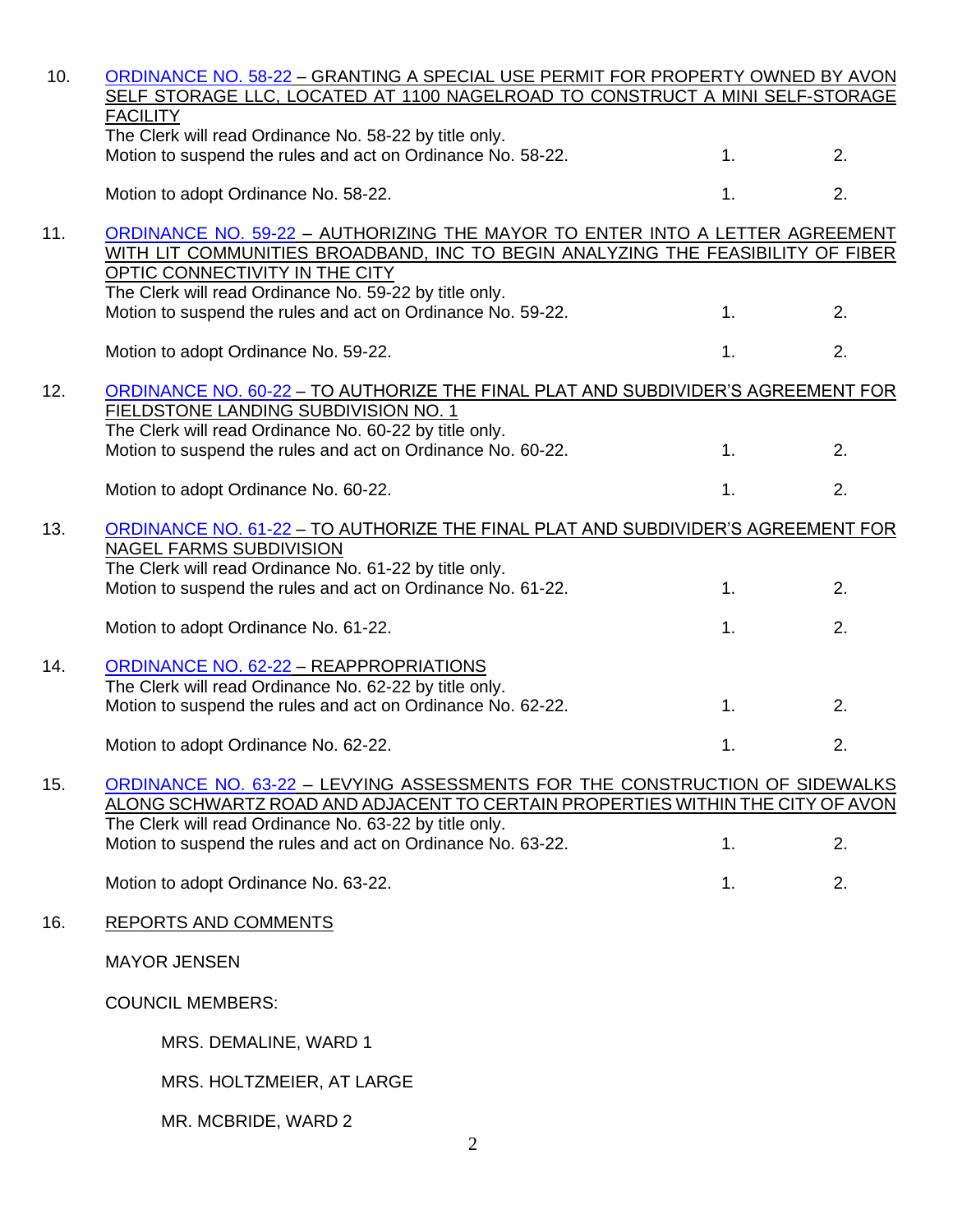10. ORDINANCE NO. 58-22 – GRANTING A SPECIAL USE PERMIT FOR PROPERTY OWNED BY AVON SELF STORAGE LLC, LOCATED AT 1100 NAGELROAD TO CONSTRUCT A MINI SELF-STORAGE FACILITY

    The Clerk will read Ordinance No. 58-22 by title only.

    Motion to suspend the rules and act on Ordinance No. 58-22. 1. 2.

    Motion to adopt Ordinance No. 58-22. 1. 2.

11. ORDINANCE NO. 59-22 – AUTHORIZING THE MAYOR TO ENTER INTO A LETTER AGREEMENT WITH LIT COMMUNITIES BROADBAND, INC TO BEGIN ANALYZING THE FEASIBILITY OF FIBER OPTIC CONNECTIVITY IN THE CITY

    The Clerk will read Ordinance No. 59-22 by title only.

    Motion to suspend the rules and act on Ordinance No. 59-22. 1. 2.

    Motion to adopt Ordinance No. 59-22. 1. 2.

12. ORDINANCE NO. 60-22 – TO AUTHORIZE THE FINAL PLAT AND SUBDIVIDER'S AGREEMENT FOR FIELDSTONE LANDING SUBDIVISION NO. 1

    The Clerk will read Ordinance No. 60-22 by title only.

    Motion to suspend the rules and act on Ordinance No. 60-22. 1. 2.

    Motion to adopt Ordinance No. 60-22. 1. 2.

13. ORDINANCE NO. 61-22 – TO AUTHORIZE THE FINAL PLAT AND SUBDIVIDER'S AGREEMENT FOR NAGEL FARMS SUBDIVISION

    The Clerk will read Ordinance No. 61-22 by title only.

    Motion to suspend the rules and act on Ordinance No. 61-22. 1. 2.

    Motion to adopt Ordinance No. 61-22. 1. 2.

14. ORDINANCE NO. 62-22 – REAPPROPRIATIONS

    The Clerk will read Ordinance No. 62-22 by title only.

    Motion to suspend the rules and act on Ordinance No. 62-22. 1. 2.

    Motion to adopt Ordinance No. 62-22. 1. 2.

15. ORDINANCE NO. 63-22 – LEVYING ASSESSMENTS FOR THE CONSTRUCTION OF SIDEWALKS ALONG SCHWARTZ ROAD AND ADJACENT TO CERTAIN PROPERTIES WITHIN THE CITY OF AVON

    The Clerk will read Ordinance No. 63-22 by title only.

    Motion to suspend the rules and act on Ordinance No. 63-22. 1. 2.

    Motion to adopt Ordinance No. 63-22. 1. 2.

16. REPORTS AND COMMENTS

    MAYOR JENSEN

    COUNCIL MEMBERS:

    MRS. DEMALINE, WARD 1

    MRS. HOLTZMEIER, AT LARGE

    MR. MCBRIDE, WARD 2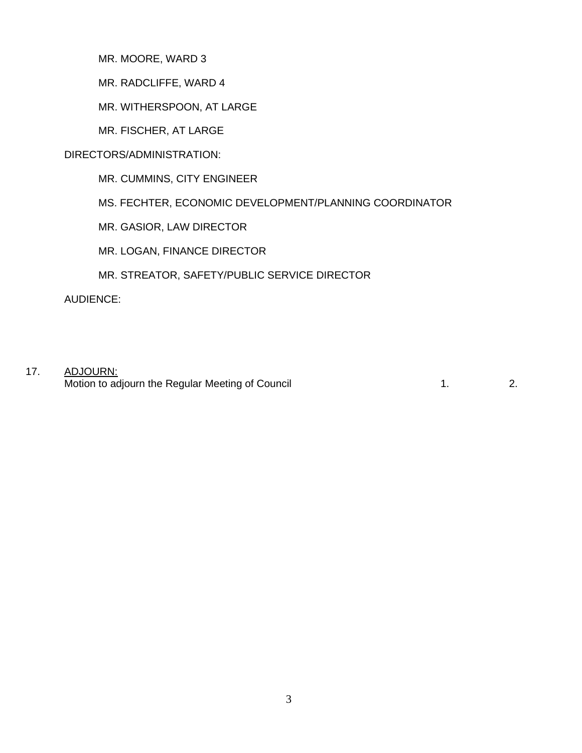MR. MOORE, WARD 3

MR. RADCLIFFE, WARD 4

MR. WITHERSPOON, AT LARGE

MR. FISCHER, AT LARGE

DIRECTORS/ADMINISTRATION:

MR. CUMMINS, CITY ENGINEER

MS. FECHTER, ECONOMIC DEVELOPMENT/PLANNING COORDINATOR

MR. GASIOR, LAW DIRECTOR

MR. LOGAN, FINANCE DIRECTOR

MR. STREATOR, SAFETY/PUBLIC SERVICE DIRECTOR

AUDIENCE:

17. ADJOURN:
Motion to adjourn the Regular Meeting of Council 1. 2.